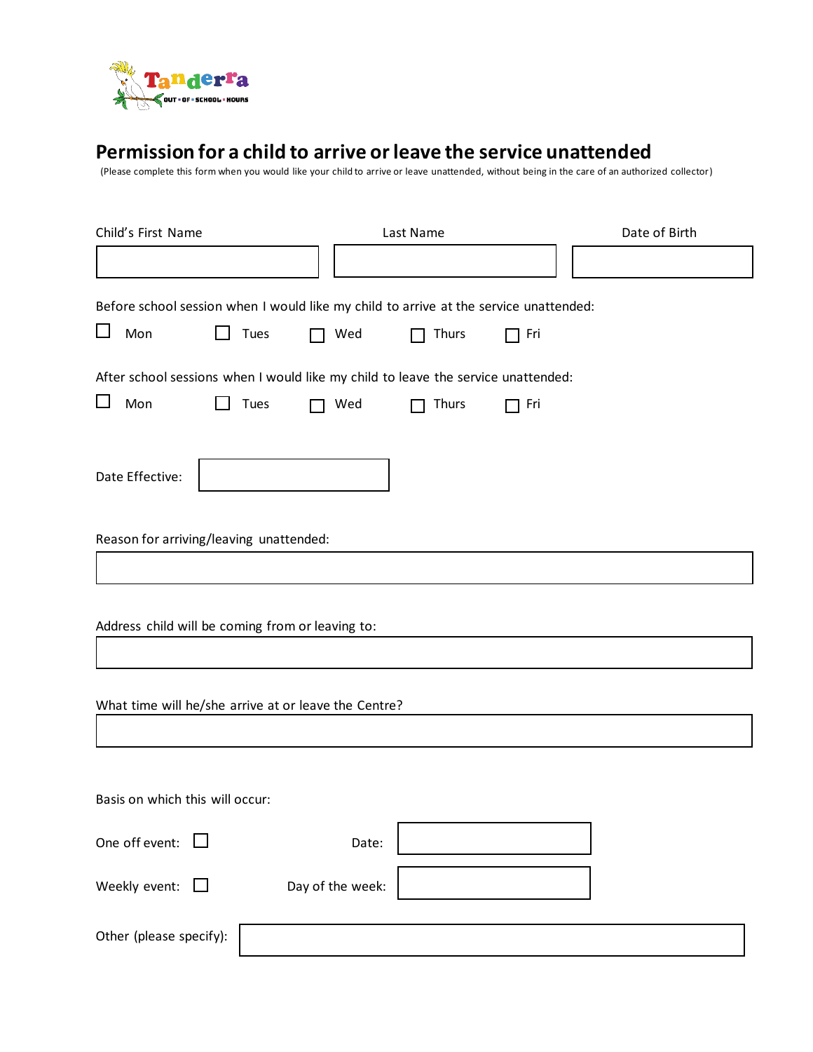Tanderra
OUT • OF • SCHOOL • HOURS

# Permission for a child to arrive or leave the service unattended

(Please complete this form when you would like your child to arrive or leave unattended, without being in the care of an authorized collector)

| Child's First Name | Last Name | Date of Birth |
|---|---|---|
| | | |

Before school session when I would like my child to arrive at the service unattended:

☐ Mon ☐ Tues ☐ Wed ☐ Thurs ☐ Fri

After school sessions when I would like my child to leave the service unattended:

☐ Mon ☐ Tues ☐ Wed ☐ Thurs ☐ Fri

Date Effective: ____________________

Reason for arriving/leaving unattended:

____________________

Address child will be coming from or leaving to:

____________________

What time will he/she arrive at or leave the Centre?

____________________

Basis on which this will occur:

One off event: ☐ Date: ____________________

Weekly event: ☐ Day of the week: ____________________

Other (please specify): ____________________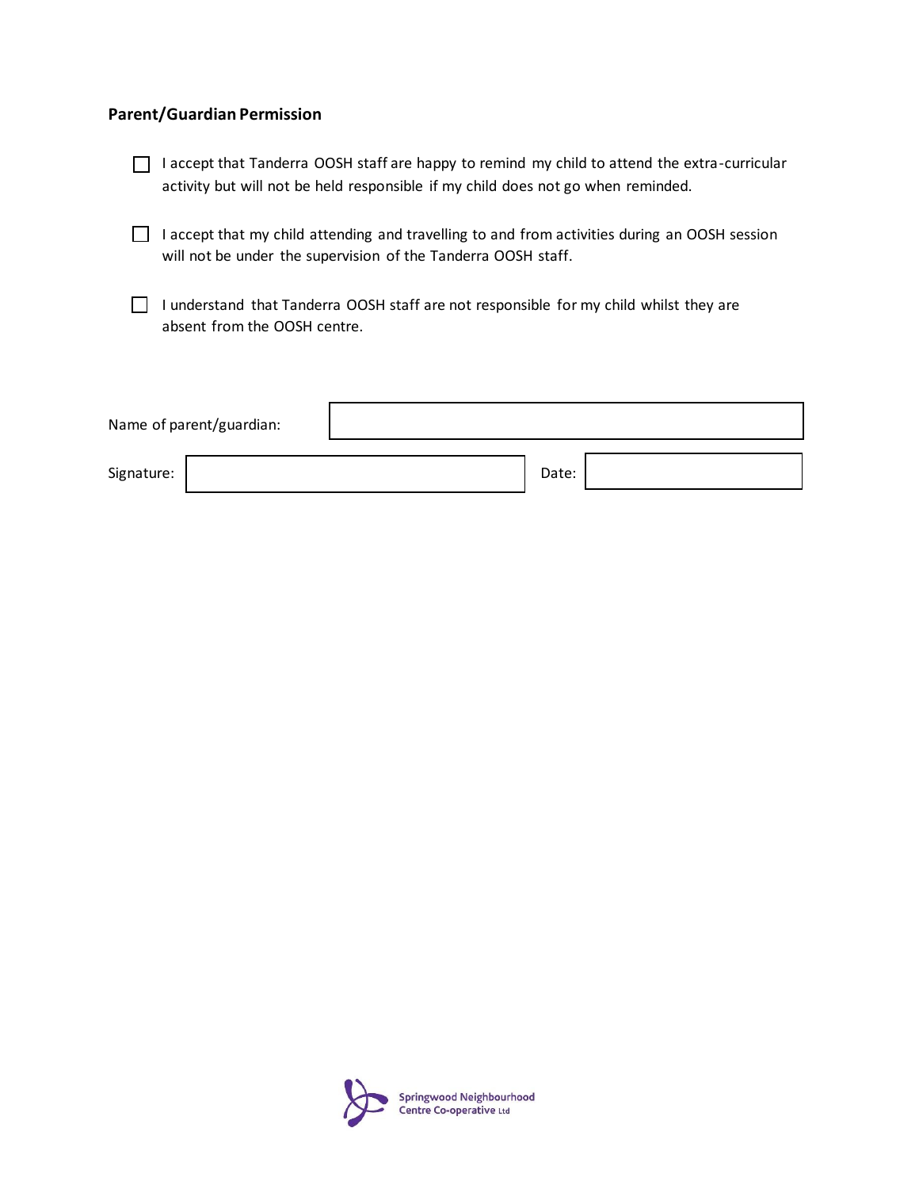**Parent/Guardian Permission**

- ☐ I accept that Tanderra OOSH staff are happy to remind my child to attend the extra-curricular activity but will not be held responsible if my child does not go when reminded.
- ☐ I accept that my child attending and travelling to and from activities during an OOSH session will not be under the supervision of the Tanderra OOSH staff.
- ☐ I understand that Tanderra OOSH staff are not responsible for my child whilst they are absent from the OOSH centre.

Name of parent/guardian: ______________________________

Signature: ______________________________ Date: ______________

Springwood Neighbourhood Centre Co-operative Ltd